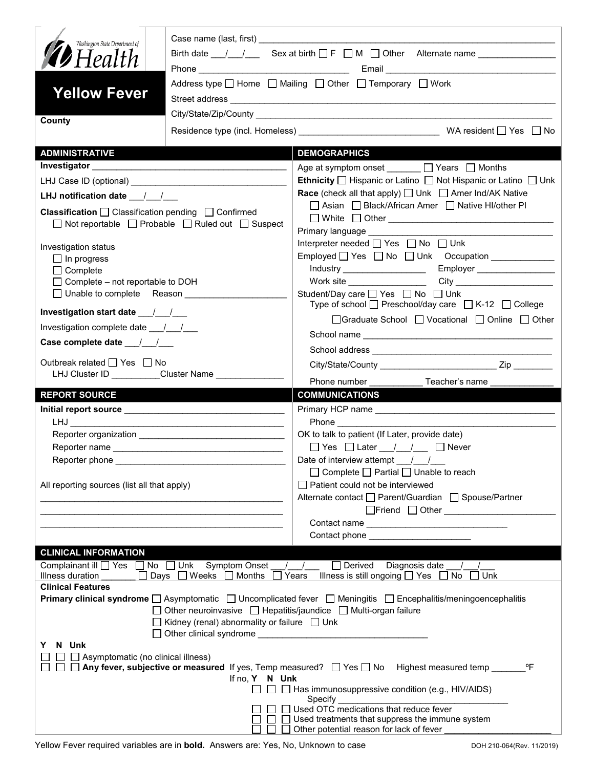Washington State Department of Health

# Yellow Fever

**County**

Case name (last, first) ____________________

Birth date ___/___/___ Sex at birth ☐ F ☐ M ☐ Other Alternate name ____________

Phone ____________________ Email ____________________

Address type ☐ Home ☐ Mailing ☐ Other ☐ Temporary ☐ Work

Street address ____________________

City/State/Zip/County ____________________

Residence type (incl. Homeless) ____________________ WA resident ☐ Yes ☐ No

## ADMINISTRATIVE

**Investigator** ____________________

LHJ Case ID (optional) ____________________

**LHJ notification date** ___/___/___

**Classification** ☐ Classification pending ☐ Confirmed ☐ Not reportable ☐ Probable ☐ Ruled out ☐ Suspect

Investigation status
- ☐ In progress
- ☐ Complete
- ☐ Complete – not reportable to DOH
- ☐ Unable to complete Reason ____________

**Investigation start date** ___/___/___

Investigation complete date ___/___/___

**Case complete date** ___/___/___

Outbreak related ☐ Yes ☐ No
LHJ Cluster ID __________ Cluster Name ____________

## DEMOGRAPHICS

Age at symptom onset _______ ☐ Years ☐ Months

**Ethnicity** ☐ Hispanic or Latino ☐ Not Hispanic or Latino ☐ Unk

**Race** (check all that apply) ☐ Unk ☐ Amer Ind/AK Native ☐ Asian ☐ Black/African Amer ☐ Native HI/other PI ☐ White ☐ Other ____________

Primary language ____________

Interpreter needed ☐ Yes ☐ No ☐ Unk

Employed ☐ Yes ☐ No ☐ Unk Occupation ____________
Industry ____________ Employer ____________
Work site ____________ City ____________

Student/Day care ☐ Yes ☐ No ☐ Unk
Type of school ☐ Preschool/day care ☐ K-12 ☐ College ☐ Graduate School ☐ Vocational ☐ Online ☐ Other
School name ____________
School address ____________
City/State/County ____________ Zip ________
Phone number ___________ Teacher's name ____________

## REPORT SOURCE

**Initial report source** ____________
LHJ ____________
Reporter organization ____________
Reporter name ____________
Reporter phone ____________

All reporting sources (list all that apply)
____________
____________
____________

## COMMUNICATIONS

Primary HCP name ____________
Phone ____________

OK to talk to patient (If Later, provide date)
☐ Yes ☐ Later ___/___/___ ☐ Never

Date of interview attempt ___/___/___
☐ Complete ☐ Partial ☐ Unable to reach

☐ Patient could not be interviewed

Alternate contact ☐ Parent/Guardian ☐ Spouse/Partner ☐ Friend ☐ Other ____________
Contact name ____________
Contact phone ____________

## CLINICAL INFORMATION

Complainant ill ☐ Yes ☐ No ☐ Unk Symptom Onset ___/___/___ ☐ Derived Diagnosis date ___/___/___

Illness duration _______ ☐ Days ☐ Weeks ☐ Months ☐ Years Illness is still ongoing ☐ Yes ☐ No ☐ Unk

**Clinical Features**

**Primary clinical syndrome** ☐ Asymptomatic ☐ Uncomplicated fever ☐ Meningitis ☐ Encephalitis/meningoencephalitis ☐ Other neuroinvasive ☐ Hepatitis/jaundice ☐ Multi-organ failure ☐ Kidney (renal) abnormality or failure ☐ Unk ☐ Other clinical syndrome ____________

Y N Unk

☐ ☐ ☐ Asymptomatic (no clinical illness)

☐ ☐ ☐ **Any fever, subjective or measured** If yes, Temp measured? ☐ Yes ☐ No Highest measured temp _______ºF

If no, **Y N Unk**
- ☐ ☐ ☐ Has immunosuppressive condition (e.g., HIV/AIDS) Specify ____________
- ☐ ☐ ☐ Used OTC medications that reduce fever
- ☐ ☐ ☐ Used treatments that suppress the immune system
- ☐ ☐ ☐ Other potential reason for lack of fever ____________

Yellow Fever required variables are in **bold**. Answers are: Yes, No, Unknown to case

DOH 210-064(Rev. 11/2019)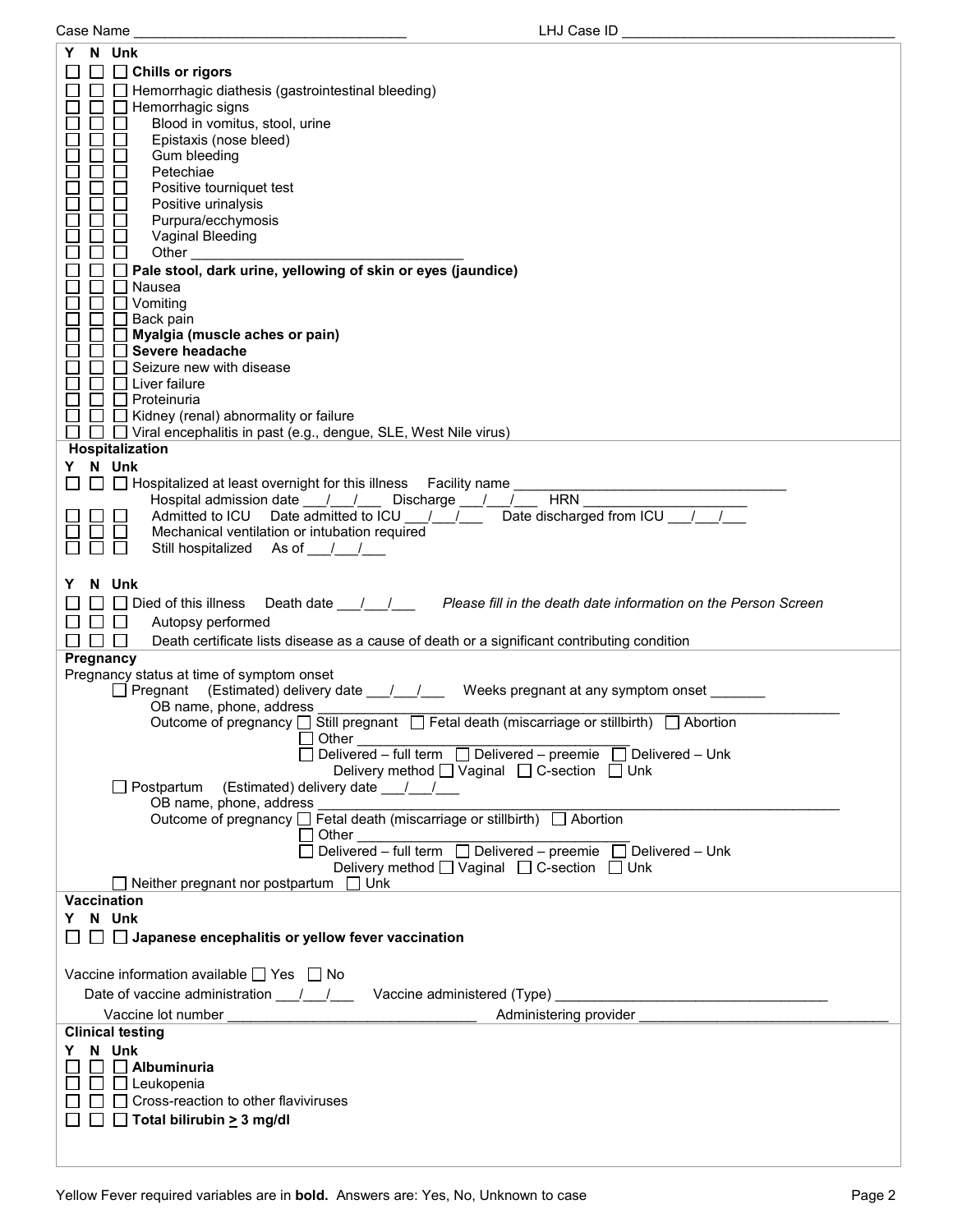Case Name ___________________________________ LHJ Case ID ___________________________________

| Y | N | Unk | |
|---|---|---|---|
| ☐ | ☐ | ☐ | **Chills or rigors** |
| ☐ | ☐ | ☐ | Hemorrhagic diathesis (gastrointestinal bleeding) |
| ☐ | ☐ | ☐ | Hemorrhagic signs |
| ☐ | ☐ | ☐ | Blood in vomitus, stool, urine |
| ☐ | ☐ | ☐ | Epistaxis (nose bleed) |
| ☐ | ☐ | ☐ | Gum bleeding |
| ☐ | ☐ | ☐ | Petechiae |
| ☐ | ☐ | ☐ | Positive tourniquet test |
| ☐ | ☐ | ☐ | Positive urinalysis |
| ☐ | ☐ | ☐ | Purpura/ecchymosis |
| ☐ | ☐ | ☐ | Vaginal Bleeding |
| ☐ | ☐ | ☐ | Other ___________________________________ |
| ☐ | ☐ | ☐ | **Pale stool, dark urine, yellowing of skin or eyes (jaundice)** |
| ☐ | ☐ | ☐ | Nausea |
| ☐ | ☐ | ☐ | Vomiting |
| ☐ | ☐ | ☐ | Back pain |
| ☐ | ☐ | ☐ | **Myalgia (muscle aches or pain)** |
| ☐ | ☐ | ☐ | **Severe headache** |
| ☐ | ☐ | ☐ | Seizure new with disease |
| ☐ | ☐ | ☐ | Liver failure |
| ☐ | ☐ | ☐ | Proteinuria |
| ☐ | ☐ | ☐ | Kidney (renal) abnormality or failure |
| ☐ | ☐ | ☐ | Viral encephalitis in past (e.g., dengue, SLE, West Nile virus) |

## Hospitalization

| Y | N | Unk | |
|---|---|---|---|
| ☐ | ☐ | ☐ | Hospitalized at least overnight for this illness Facility name ___________________________________ <br> Hospital admission date ___/___/___ Discharge ___/___/___ HRN ____________________ |
| ☐ | ☐ | ☐ | Admitted to ICU Date admitted to ICU ___/___/___ Date discharged from ICU ___/___/___ |
| ☐ | ☐ | ☐ | Mechanical ventilation or intubation required |
| ☐ | ☐ | ☐ | Still hospitalized As of ___/___/___ |

| Y | N | Unk | |
|---|---|---|---|
| ☐ | ☐ | ☐ | Died of this illness Death date ___/___/___ *Please fill in the death date information on the Person Screen* |
| ☐ | ☐ | ☐ | Autopsy performed |
| ☐ | ☐ | ☐ | Death certificate lists disease as a cause of death or a significant contributing condition |

## Pregnancy

Pregnancy status at time of symptom onset

☐ Pregnant (Estimated) delivery date ___/___/___ Weeks pregnant at any symptom onset _______

OB name, phone, address ___________________________________________________________________

Outcome of pregnancy ☐ Still pregnant ☐ Fetal death (miscarriage or stillbirth) ☐ Abortion

☐ Other ________________________________

☐ Delivered – full term ☐ Delivered – preemie ☐ Delivered – Unk

Delivery method ☐ Vaginal ☐ C-section ☐ Unk

☐ Postpartum (Estimated) delivery date ___/___/___

OB name, phone, address ___________________________________________________________________

Outcome of pregnancy ☐ Fetal death (miscarriage or stillbirth) ☐ Abortion

☐ Other ________________________________

☐ Delivered – full term ☐ Delivered – preemie ☐ Delivered – Unk

Delivery method ☐ Vaginal ☐ C-section ☐ Unk

☐ Neither pregnant nor postpartum ☐ Unk

## Vaccination

| Y | N | Unk | |
|---|---|---|---|
| ☐ | ☐ | ☐ | **Japanese encephalitis or yellow fever vaccination** |

Vaccine information available ☐ Yes ☐ No

Date of vaccine administration ___/___/___ Vaccine administered (Type) ___________________________________

Vaccine lot number ________________________________ Administering provider ________________________________

## Clinical testing

| Y | N | Unk | |
|---|---|---|---|
| ☐ | ☐ | ☐ | **Albuminuria** |
| ☐ | ☐ | ☐ | Leukopenia |
| ☐ | ☐ | ☐ | Cross-reaction to other flaviviruses |
| ☐ | ☐ | ☐ | **Total bilirubin $\geq$ 3 mg/dl** |

Yellow Fever required variables are in **bold**. Answers are: Yes, No, Unknown to case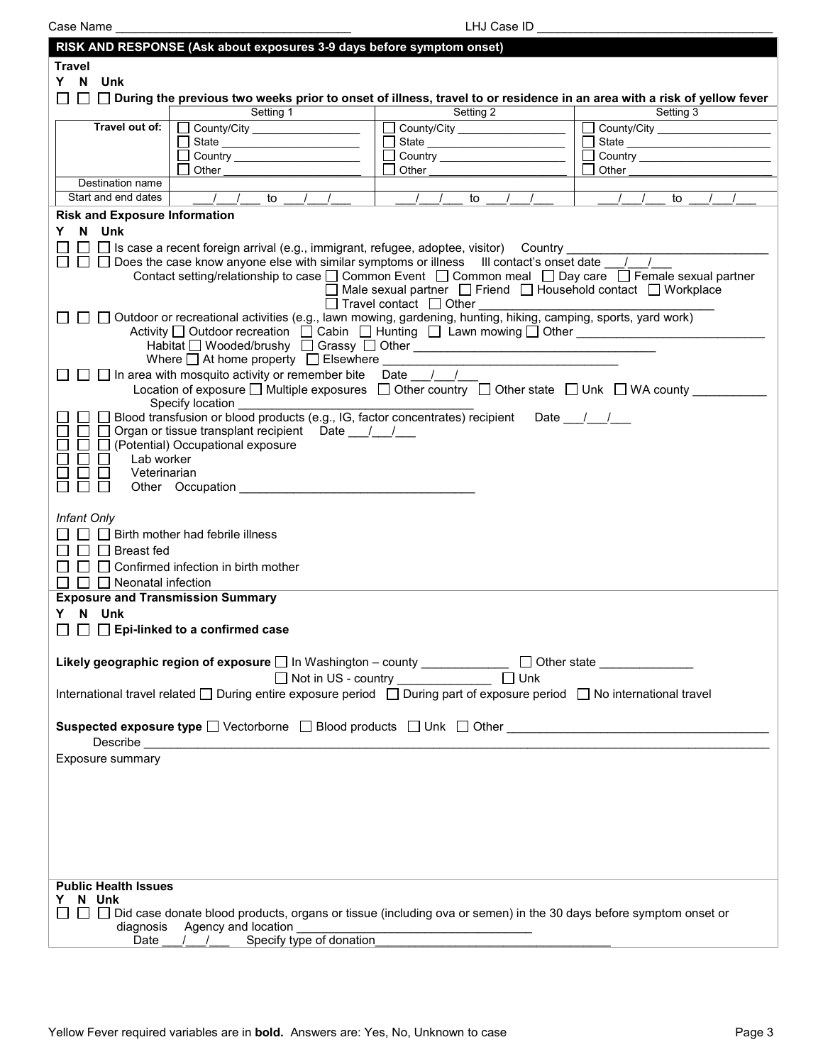Case Name ____________________________________ LHJ Case ID ____________________________________

## RISK AND RESPONSE (Ask about exposures 3-9 days before symptom onset)

### Travel

Y N Unk

☐ ☐ ☐ **During the previous two weeks prior to onset of illness, travel to or residence in an area with a risk of yellow fever**

| | Setting 1 | Setting 2 | Setting 3 |
|---|---|---|---|
| Travel out of: | ☐ County/City ________ ☐ State ________ ☐ Country ________ ☐ Other ________ | ☐ County/City ________ ☐ State ________ ☐ Country ________ ☐ Other ________ | ☐ County/City ________ ☐ State ________ ☐ Country ________ ☐ Other ________ |
| Destination name | | | |
| Start and end dates | ___/___/___ to ___/___/___ | ___/___/___ to ___/___/___ | ___/___/___ to ___/___/___ |

### Risk and Exposure Information

Y N Unk

☐ ☐ ☐ Is case a recent foreign arrival (e.g., immigrant, refugee, adoptee, visitor) Country ____________________

☐ ☐ ☐ Does the case know anyone else with similar symptoms or illness Ill contact's onset date ___/___/___
Contact setting/relationship to case ☐ Common Event ☐ Common meal ☐ Day care ☐ Female sexual partner ☐ Male sexual partner ☐ Friend ☐ Household contact ☐ Workplace ☐ Travel contact ☐ Other ____________________

☐ ☐ ☐ Outdoor or recreational activities (e.g., lawn mowing, gardening, hunting, hiking, camping, sports, yard work)
Activity ☐ Outdoor recreation ☐ Cabin ☐ Hunting ☐ Lawn mowing ☐ Other ____________________
Habitat ☐ Wooded/brushy ☐ Grassy ☐ Other ____________________
Where ☐ At home property ☐ Elsewhere ____________________

☐ ☐ ☐ In area with mosquito activity or remember bite Date ___/___/___
Location of exposure ☐ Multiple exposures ☐ Other country ☐ Other state ☐ Unk ☐ WA county __________
Specify location ____________________

☐ ☐ ☐ Blood transfusion or blood products (e.g., IG, factor concentrates) recipient Date ___/___/___

☐ ☐ ☐ Organ or tissue transplant recipient Date ___/___/___

☐ ☐ ☐ (Potential) Occupational exposure

☐ ☐ ☐ Lab worker

☐ ☐ ☐ Veterinarian

☐ ☐ ☐ Other Occupation ____________________

*Infant Only*

☐ ☐ ☐ Birth mother had febrile illness

☐ ☐ ☐ Breast fed

☐ ☐ ☐ Confirmed infection in birth mother

☐ ☐ ☐ Neonatal infection

### Exposure and Transmission Summary

Y N Unk

☐ ☐ ☐ **Epi-linked to a confirmed case**

**Likely geographic region of exposure** ☐ In Washington – county __________ ☐ Other state __________ ☐ Not in US - country __________ ☐ Unk

International travel related ☐ During entire exposure period ☐ During part of exposure period ☐ No international travel

**Suspected exposure type** ☐ Vectorborne ☐ Blood products ☐ Unk ☐ Other ____________________

Describe ____________________

Exposure summary

### Public Health Issues

Y N Unk

☐ ☐ ☐ Did case donate blood products, organs or tissue (including ova or semen) in the 30 days before symptom onset or diagnosis Agency and location ____________________
Date ___/___/___ Specify type of donation____________________

Yellow Fever required variables are in **bold**. Answers are: Yes, No, Unknown to case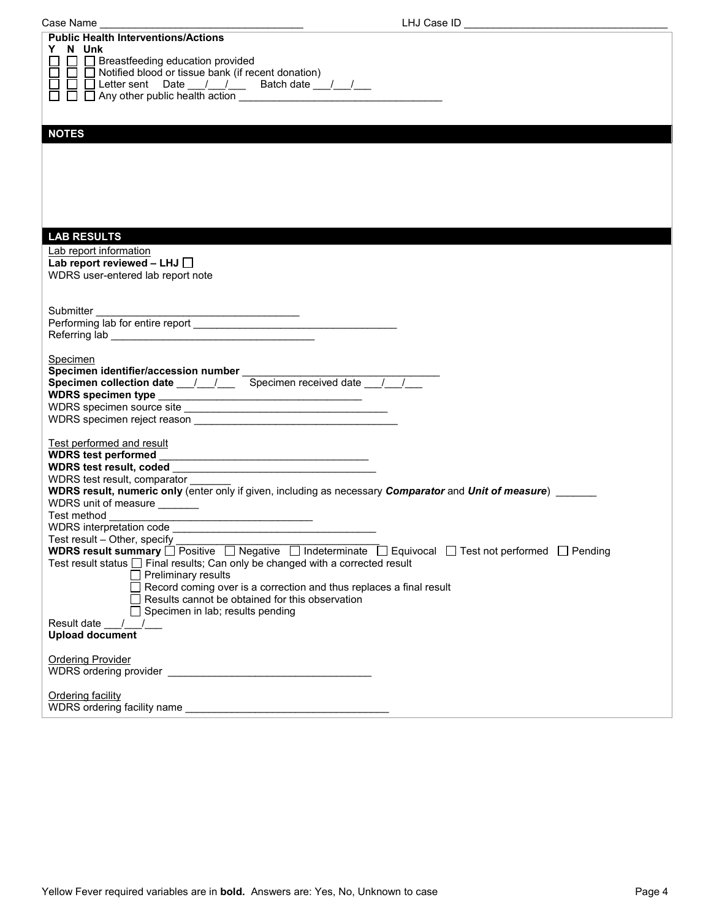Case Name ___________________________________ LHJ Case ID ___________________________________

**Public Health Interventions/Actions**

**Y N Unk**

☐ ☐ ☐ Breastfeeding education provided
☐ ☐ ☐ Notified blood or tissue bank (if recent donation)
☐ ☐ ☐ Letter sent Date ___/___/___ Batch date ___/___/___
☐ ☐ ☐ Any other public health action ___________________________________

## NOTES

## LAB RESULTS

Lab report information

**Lab report reviewed – LHJ** ☐

WDRS user-entered lab report note

Submitter ___________________________________
Performing lab for entire report ___________________________________
Referring lab ___________________________________

Specimen

**Specimen identifier/accession number** ___________________________________
**Specimen collection date** ___/___/___ Specimen received date ___/___/___
**WDRS specimen type** ___________________________________
WDRS specimen source site ___________________________________
WDRS specimen reject reason ___________________________________

Test performed and result

**WDRS test performed** ___________________________________
**WDRS test result, coded** ___________________________________
WDRS test result, comparator _______
**WDRS result, numeric only** (enter only if given, including as necessary ***Comparator*** and ***Unit of measure***) _______
WDRS unit of measure _______
Test method ___________________________________
WDRS interpretation code ___________________________________
Test result – Other, specify ___________________________________
**WDRS result summary** ☐ Positive ☐ Negative ☐ Indeterminate ☐ Equivocal ☐ Test not performed ☐ Pending
Test result status ☐ Final results; Can only be changed with a corrected result
☐ Preliminary results
☐ Record coming over is a correction and thus replaces a final result
☐ Results cannot be obtained for this observation
☐ Specimen in lab; results pending

Result date ___/___/___
**Upload document**

Ordering Provider

WDRS ordering provider ___________________________________

Ordering facility

WDRS ordering facility name ___________________________________

Yellow Fever required variables are in **bold.** Answers are: Yes, No, Unknown to case